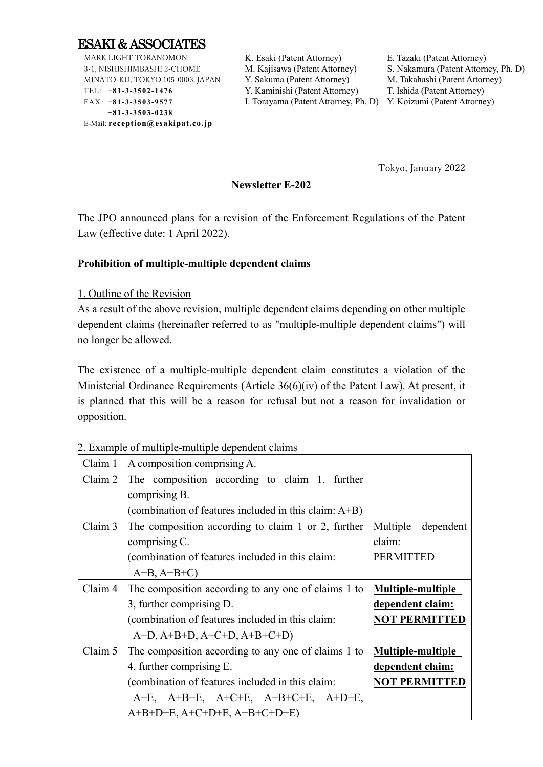# ESAKI & ASSOCIATES

MARK LIGHT TORANOMON
3-1, NISHISHIMBASHI 2-CHOME
MINATO-KU, TOKYO 105-0003, JAPAN
TEL: **+81-3-3502-1476**
FAX: **+81-3-3503-9577**
**+81-3-3503-0238**
E-Mail: **reception@esakipat.co.jp**

K. Esaki (Patent Attorney)
M. Kajisawa (Patent Attorney)
Y. Sakuma (Patent Attorney)
Y. Kaminishi (Patent Attorney)
I. Torayama (Patent Attorney, Ph. D)
E. Tazaki (Patent Attorney)
S. Nakamura (Patent Attorney, Ph. D)
M. Takahashi (Patent Attorney)
T. Ishida (Patent Attorney)
Y. Koizumi (Patent Attorney)

Tokyo, January 2022

**Newsletter E-202**

The JPO announced plans for a revision of the Enforcement Regulations of the Patent Law (effective date: 1 April 2022).

**Prohibition of multiple-multiple dependent claims**

1. Outline of the Revision

As a result of the above revision, multiple dependent claims depending on other multiple dependent claims (hereinafter referred to as "multiple-multiple dependent claims") will no longer be allowed.

The existence of a multiple-multiple dependent claim constitutes a violation of the Ministerial Ordinance Requirements (Article 36(6)(iv) of the Patent Law). At present, it is planned that this will be a reason for refusal but not a reason for invalidation or opposition.

2. Example of multiple-multiple dependent claims

| | | |
|---|---|---|
| Claim 1 | A composition comprising A. | |
| Claim 2 | The composition according to claim 1, further comprising B. (combination of features included in this claim: A+B) | |
| Claim 3 | The composition according to claim 1 or 2, further comprising C. (combination of features included in this claim: A+B, A+B+C) | Multiple dependent claim: PERMITTED |
| Claim 4 | The composition according to any one of claims 1 to 3, further comprising D. (combination of features included in this claim: A+D, A+B+D, A+C+D, A+B+C+D) | **Multiple-multiple dependent claim: NOT PERMITTED** |
| Claim 5 | The composition according to any one of claims 1 to 4, further comprising E. (combination of features included in this claim: A+E, A+B+E, A+C+E, A+B+C+E, A+D+E, A+B+D+E, A+C+D+E, A+B+C+D+E) | **Multiple-multiple dependent claim: NOT PERMITTED** |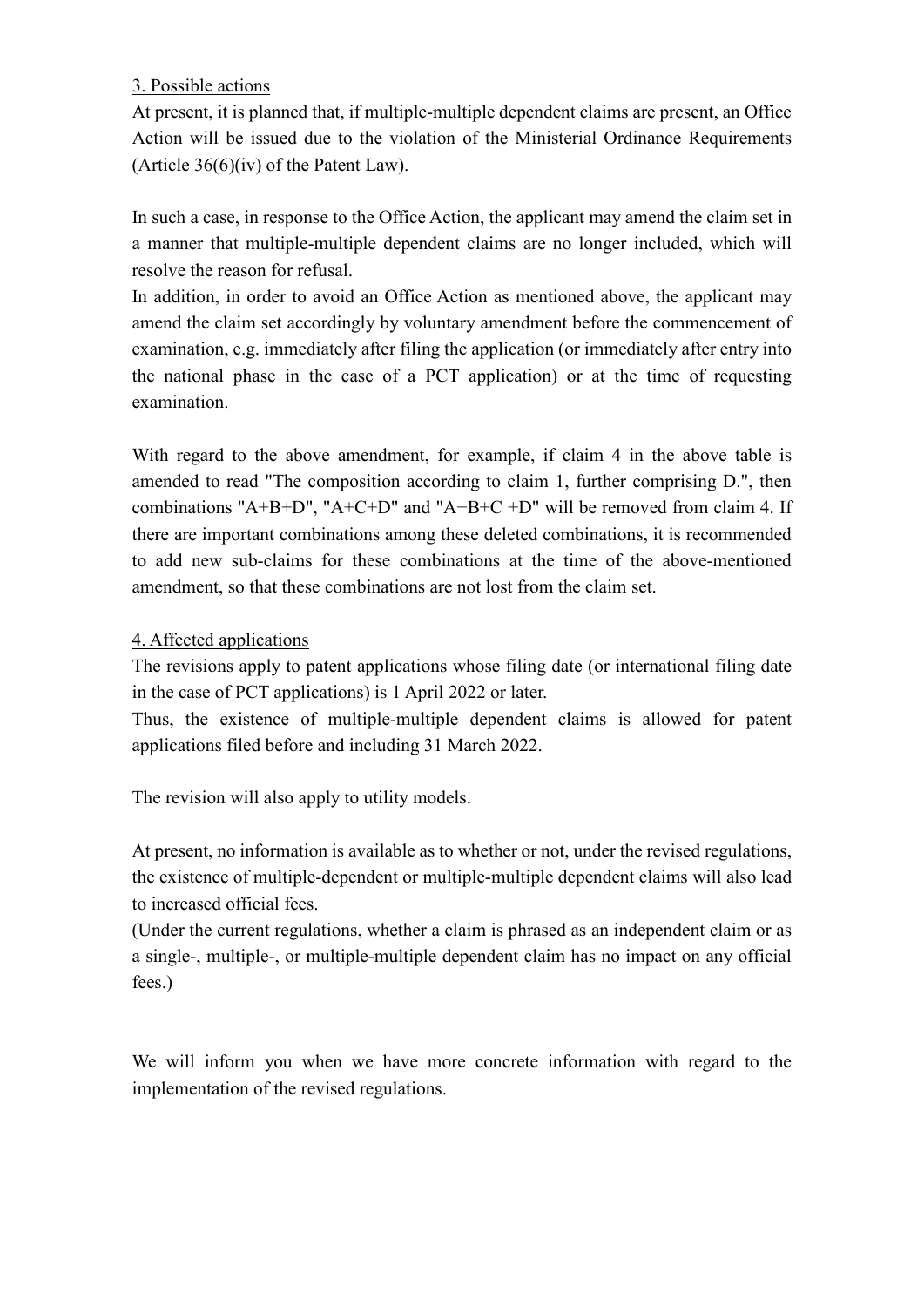## 3. Possible actions

At present, it is planned that, if multiple-multiple dependent claims are present, an Office Action will be issued due to the violation of the Ministerial Ordinance Requirements (Article 36(6)(iv) of the Patent Law).

In such a case, in response to the Office Action, the applicant may amend the claim set in a manner that multiple-multiple dependent claims are no longer included, which will resolve the reason for refusal.

In addition, in order to avoid an Office Action as mentioned above, the applicant may amend the claim set accordingly by voluntary amendment before the commencement of examination, e.g. immediately after filing the application (or immediately after entry into the national phase in the case of a PCT application) or at the time of requesting examination.

With regard to the above amendment, for example, if claim 4 in the above table is amended to read "The composition according to claim 1, further comprising D.", then combinations "A+B+D", "A+C+D" and "A+B+C +D" will be removed from claim 4. If there are important combinations among these deleted combinations, it is recommended to add new sub-claims for these combinations at the time of the above-mentioned amendment, so that these combinations are not lost from the claim set.

## 4. Affected applications

The revisions apply to patent applications whose filing date (or international filing date in the case of PCT applications) is 1 April 2022 or later.

Thus, the existence of multiple-multiple dependent claims is allowed for patent applications filed before and including 31 March 2022.

The revision will also apply to utility models.

At present, no information is available as to whether or not, under the revised regulations, the existence of multiple-dependent or multiple-multiple dependent claims will also lead to increased official fees.

(Under the current regulations, whether a claim is phrased as an independent claim or as a single-, multiple-, or multiple-multiple dependent claim has no impact on any official fees.)

We will inform you when we have more concrete information with regard to the implementation of the revised regulations.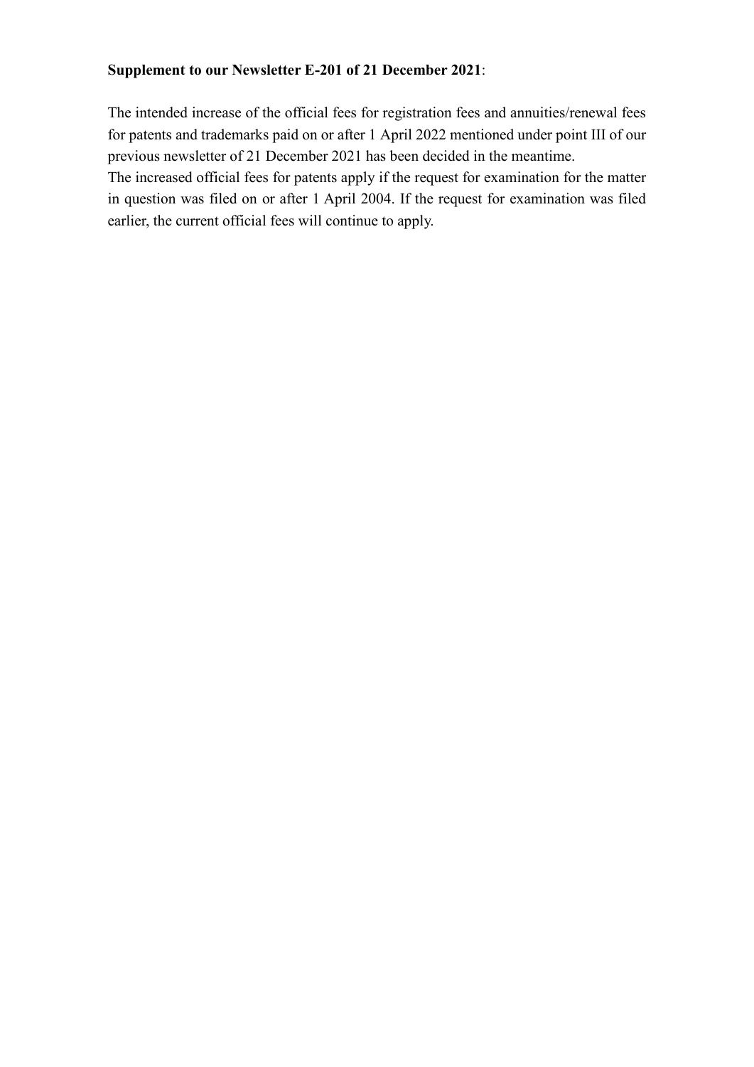**Supplement to our Newsletter E-201 of 21 December 2021**:

The intended increase of the official fees for registration fees and annuities/renewal fees for patents and trademarks paid on or after 1 April 2022 mentioned under point III of our previous newsletter of 21 December 2021 has been decided in the meantime.
The increased official fees for patents apply if the request for examination for the matter in question was filed on or after 1 April 2004. If the request for examination was filed earlier, the current official fees will continue to apply.